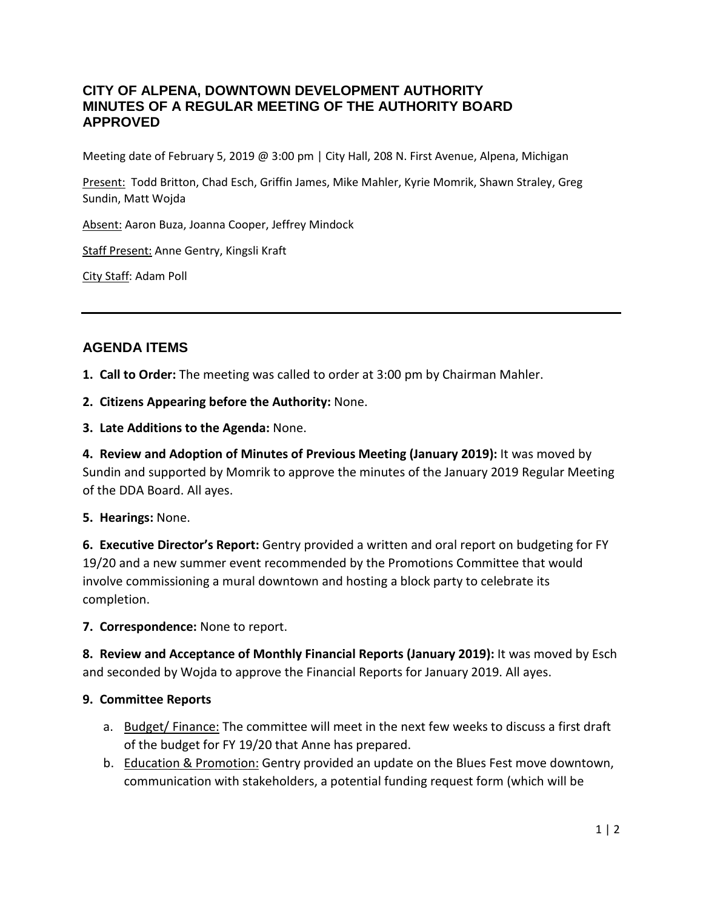# CITY OF ALPENA, DOWNTOWN DEVELOPMENT AUTHORITY
# MINUTES OF A REGULAR MEETING OF THE AUTHORITY BOARD
# APPROVED

Meeting date of February 5, 2019 @ 3:00 pm | City Hall, 208 N. First Avenue, Alpena, Michigan

Present: Todd Britton, Chad Esch, Griffin James, Mike Mahler, Kyrie Momrik, Shawn Straley, Greg Sundin, Matt Wojda

Absent: Aaron Buza, Joanna Cooper, Jeffrey Mindock

Staff Present: Anne Gentry, Kingsli Kraft

City Staff: Adam Poll

---

## AGENDA ITEMS

**1. Call to Order:** The meeting was called to order at 3:00 pm by Chairman Mahler.

**2. Citizens Appearing before the Authority:** None.

**3. Late Additions to the Agenda:** None.

**4. Review and Adoption of Minutes of Previous Meeting (January 2019):** It was moved by Sundin and supported by Momrik to approve the minutes of the January 2019 Regular Meeting of the DDA Board. All ayes.

**5. Hearings:** None.

**6. Executive Director's Report:** Gentry provided a written and oral report on budgeting for FY 19/20 and a new summer event recommended by the Promotions Committee that would involve commissioning a mural downtown and hosting a block party to celebrate its completion.

**7. Correspondence:** None to report.

**8. Review and Acceptance of Monthly Financial Reports (January 2019):** It was moved by Esch and seconded by Wojda to approve the Financial Reports for January 2019. All ayes.

**9. Committee Reports**

a. Budget/ Finance: The committee will meet in the next few weeks to discuss a first draft of the budget for FY 19/20 that Anne has prepared.

b. Education & Promotion: Gentry provided an update on the Blues Fest move downtown, communication with stakeholders, a potential funding request form (which will be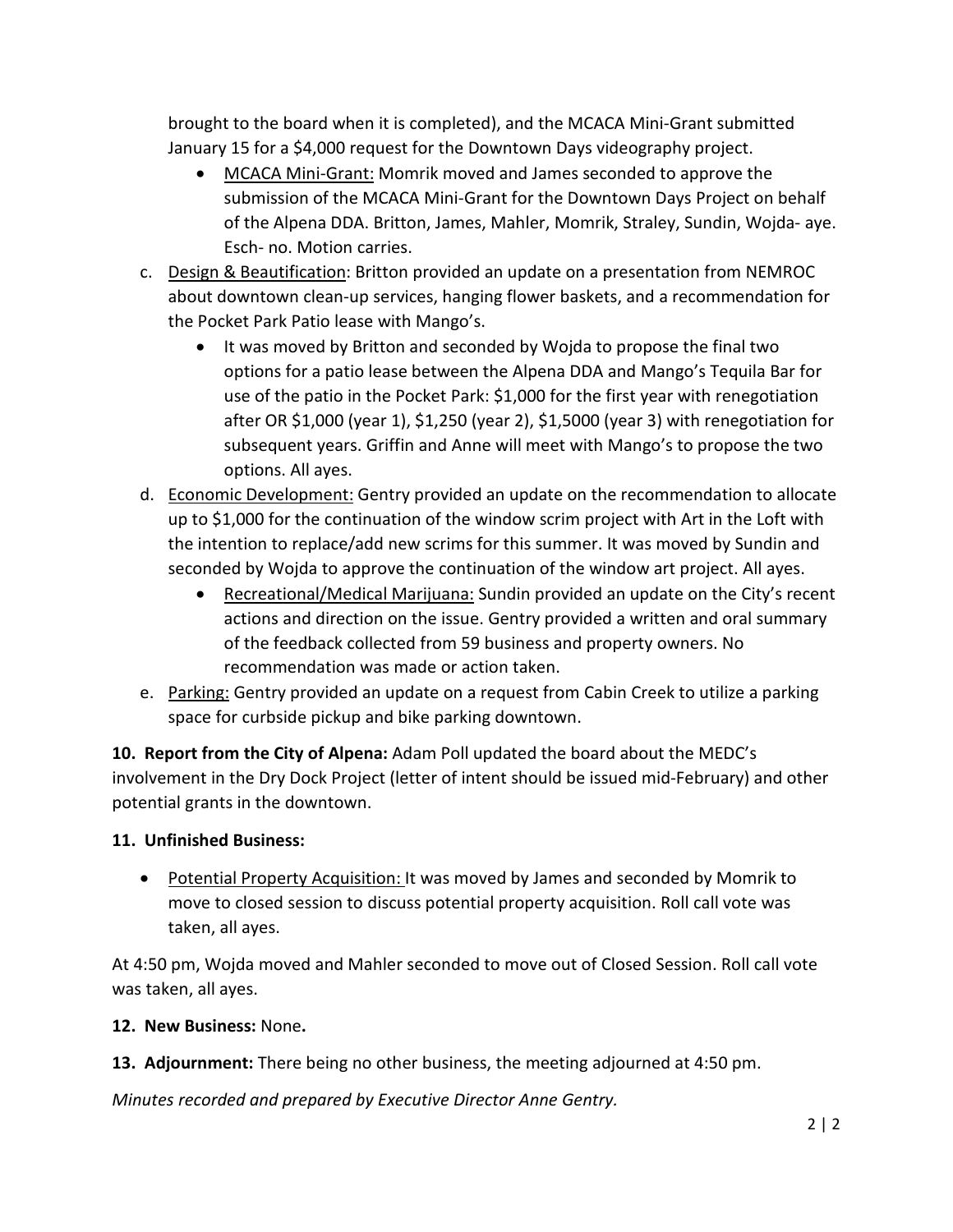brought to the board when it is completed), and the MCACA Mini-Grant submitted January 15 for a $4,000 request for the Downtown Days videography project.

- MCACA Mini-Grant: Momrik moved and James seconded to approve the submission of the MCACA Mini-Grant for the Downtown Days Project on behalf of the Alpena DDA. Britton, James, Mahler, Momrik, Straley, Sundin, Wojda- aye. Esch- no. Motion carries.

c. Design & Beautification: Britton provided an update on a presentation from NEMROC about downtown clean-up services, hanging flower baskets, and a recommendation for the Pocket Park Patio lease with Mango's.

- It was moved by Britton and seconded by Wojda to propose the final two options for a patio lease between the Alpena DDA and Mango's Tequila Bar for use of the patio in the Pocket Park: $1,000 for the first year with renegotiation after OR $1,000 (year 1), $1,250 (year 2), $1,5000 (year 3) with renegotiation for subsequent years. Griffin and Anne will meet with Mango's to propose the two options. All ayes.

d. Economic Development: Gentry provided an update on the recommendation to allocate up to $1,000 for the continuation of the window scrim project with Art in the Loft with the intention to replace/add new scrims for this summer. It was moved by Sundin and seconded by Wojda to approve the continuation of the window art project. All ayes.

- Recreational/Medical Marijuana: Sundin provided an update on the City's recent actions and direction on the issue. Gentry provided a written and oral summary of the feedback collected from 59 business and property owners. No recommendation was made or action taken.

e. Parking: Gentry provided an update on a request from Cabin Creek to utilize a parking space for curbside pickup and bike parking downtown.

**10. Report from the City of Alpena:** Adam Poll updated the board about the MEDC's involvement in the Dry Dock Project (letter of intent should be issued mid-February) and other potential grants in the downtown.

**11. Unfinished Business:**

- Potential Property Acquisition: It was moved by James and seconded by Momrik to move to closed session to discuss potential property acquisition. Roll call vote was taken, all ayes.

At 4:50 pm, Wojda moved and Mahler seconded to move out of Closed Session. Roll call vote was taken, all ayes.

**12. New Business:** None**.**

**13. Adjournment:** There being no other business, the meeting adjourned at 4:50 pm.

*Minutes recorded and prepared by Executive Director Anne Gentry.*